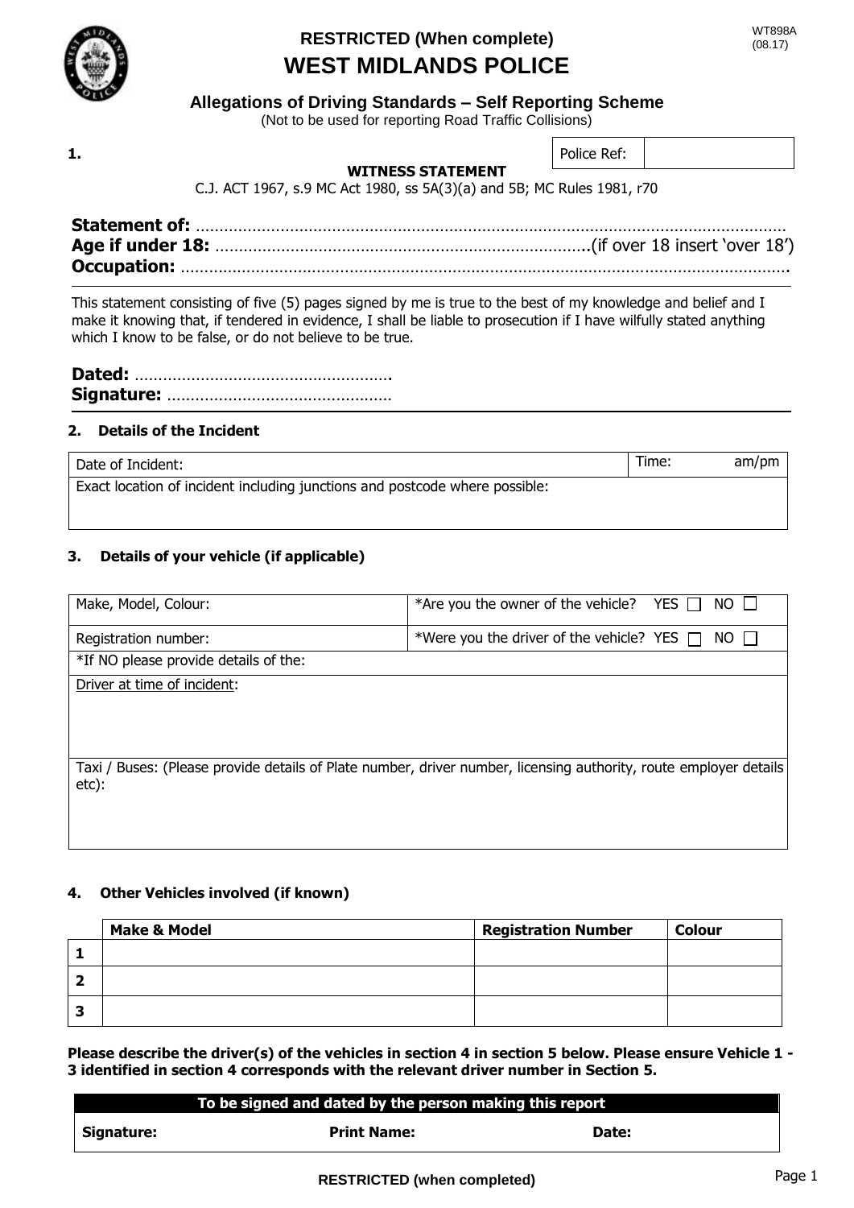WT898A
(08.17)

**RESTRICTED (When complete)**

# WEST MIDLANDS POLICE

## Allegations of Driving Standards – Self Reporting Scheme

(Not to be used for reporting Road Traffic Collisions)

**1.**

| Police Ref: | |
|---|---|

**WITNESS STATEMENT**

C.J. ACT 1967, s.9 MC Act 1980, ss 5A(3)(a) and 5B; MC Rules 1981, r70

**Statement of:** ……………………………………………………………………………………………………………

**Age if under 18:** …………………………………………………………………….(if over 18 insert 'over 18')

**Occupation:** ………………………………………………………………………………………………………….

This statement consisting of five (5) pages signed by me is true to the best of my knowledge and belief and I make it knowing that, if tendered in evidence, I shall be liable to prosecution if I have wilfully stated anything which I know to be false, or do not believe to be true.

**Dated:** ……………………………………………….

**Signature:** …………………………………………

### 2. Details of the Incident

| Date of Incident: | Time: am/pm |
|---|---|
| Exact location of incident including junctions and postcode where possible: | |

### 3. Details of your vehicle (if applicable)

| Make, Model, Colour: | *Are you the owner of the vehicle? YES ☐ NO ☐ |
|---|---|
| Registration number: | *Were you the driver of the vehicle? YES ☐ NO ☐ |
| *If NO please provide details of the: | |
| Driver at time of incident: | |
| Taxi / Buses: (Please provide details of Plate number, driver number, licensing authority, route employer details etc): | |

### 4. Other Vehicles involved (if known)

| | Make & Model | Registration Number | Colour |
|---|---|---|---|
| **1** | | | |
| **2** | | | |
| **3** | | | |

**Please describe the driver(s) of the vehicles in section 4 in section 5 below. Please ensure Vehicle 1 - 3 identified in section 4 corresponds with the relevant driver number in Section 5.**

| To be signed and dated by the person making this report | | |
|---|---|---|
| **Signature:** | **Print Name:** | **Date:** |

**RESTRICTED (when completed)**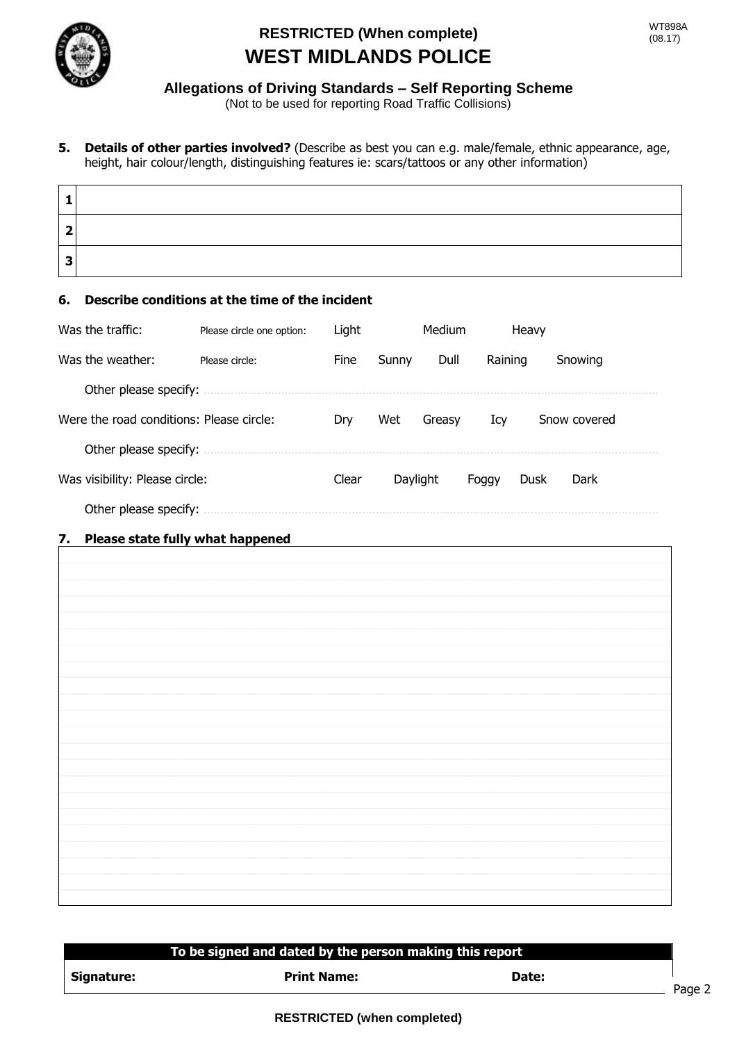**RESTRICTED (When complete)**

# WEST MIDLANDS POLICE

WT898A
(08.17)

## Allegations of Driving Standards – Self Reporting Scheme

(Not to be used for reporting Road Traffic Collisions)

**5. Details of other parties involved?** (Describe as best you can e.g. male/female, ethnic appearance, age, height, hair colour/length, distinguishing features ie: scars/tattoos or any other information)

| | |
|---|---|
| **1** | |
| **2** | |
| **3** | |

**6. Describe conditions at the time of the incident**

Was the traffic: Please circle one option: Light Medium Heavy

Was the weather: Please circle: Fine Sunny Dull Raining Snowing

Other please specify: ...............................................................................................................

Were the road conditions: Please circle: Dry Wet Greasy Icy Snow covered

Other please specify: ...............................................................................................................

Was visibility: Please circle: Clear Daylight Foggy Dusk Dark

Other please specify: ...............................................................................................................

**7. Please state fully what happened**

| |
|---|
| |

| To be signed and dated by the person making this report | | |
|---|---|---|
| **Signature:** | **Print Name:** | **Date:** |

**RESTRICTED (when completed)**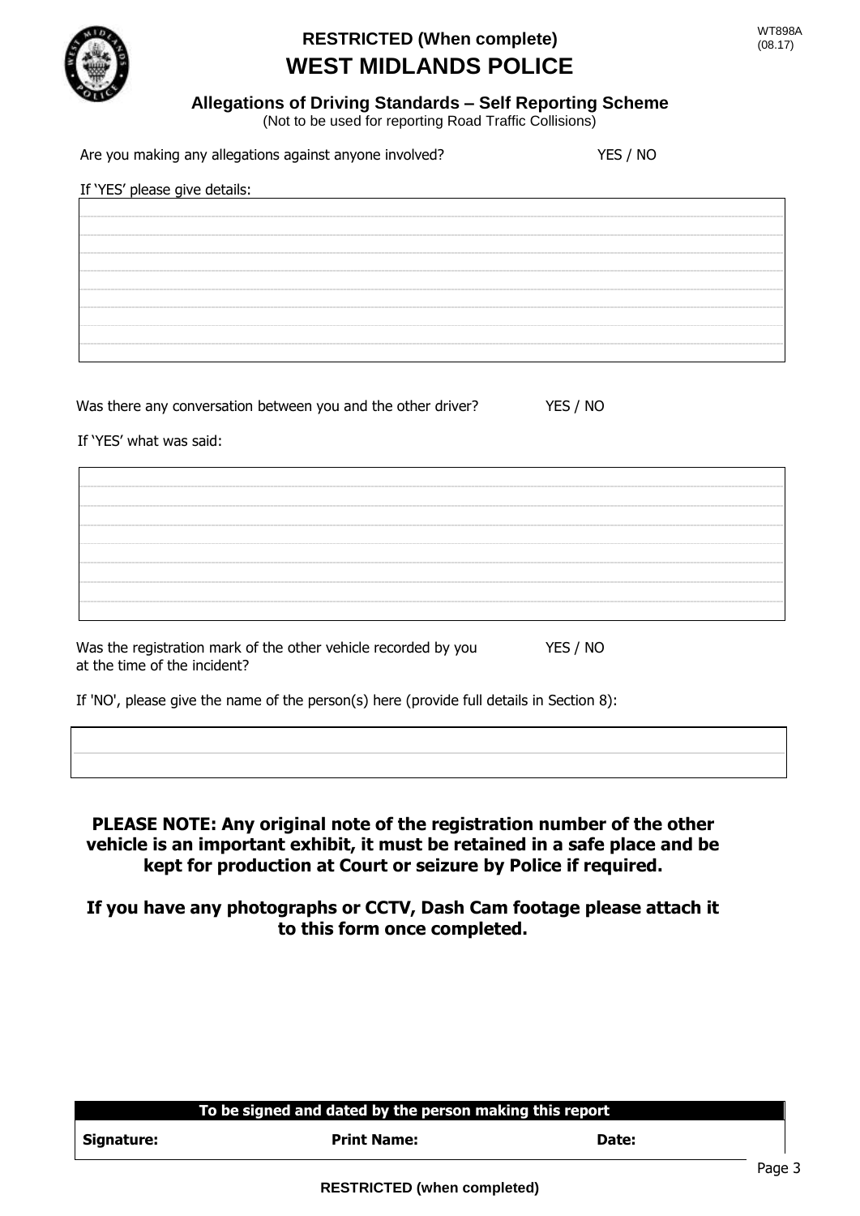**RESTRICTED (When complete)**

# WEST MIDLANDS POLICE

WT898A
(08.17)

## Allegations of Driving Standards – Self Reporting Scheme

(Not to be used for reporting Road Traffic Collisions)

Are you making any allegations against anyone involved? YES / NO

If 'YES' please give details:

| |
|---|
| |
| |
| |
| |
| |
| |
| |
| |
| |

Was there any conversation between you and the other driver? YES / NO

If 'YES' what was said:

| |
|---|
| |
| |
| |
| |
| |
| |
| |

Was the registration mark of the other vehicle recorded by you at the time of the incident? YES / NO

If 'NO', please give the name of the person(s) here (provide full details in Section 8):

| |
|---|
| |
| |

**PLEASE NOTE: Any original note of the registration number of the other vehicle is an important exhibit, it must be retained in a safe place and be kept for production at Court or seizure by Police if required.**

**If you have any photographs or CCTV, Dash Cam footage please attach it to this form once completed.**

| To be signed and dated by the person making this report | | |
|---|---|---|
| **Signature:** | **Print Name:** | **Date:** |

**RESTRICTED (when completed)**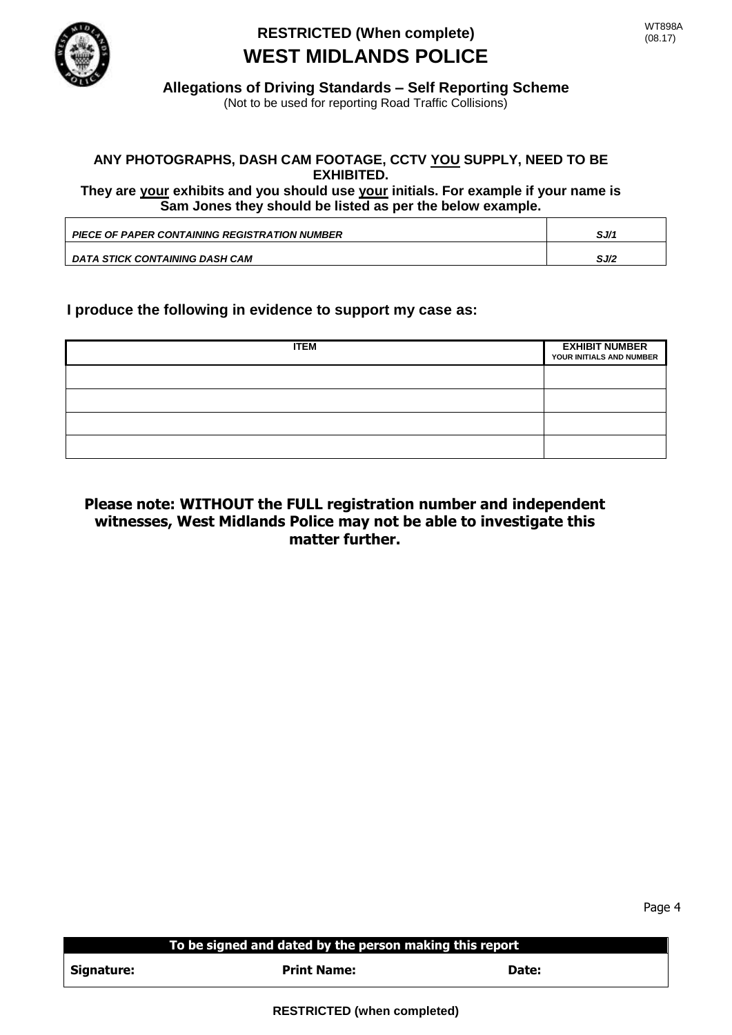RESTRICTED (When complete)

# WEST MIDLANDS POLICE

WT898A
(08.17)

## Allegations of Driving Standards – Self Reporting Scheme

(Not to be used for reporting Road Traffic Collisions)

**ANY PHOTOGRAPHS, DASH CAM FOOTAGE, CCTV YOU SUPPLY, NEED TO BE EXHIBITED.**
**They are your exhibits and you should use your initials. For example if your name is Sam Jones they should be listed as per the below example.**

| | |
|---|---|
| ***PIECE OF PAPER CONTAINING REGISTRATION NUMBER*** | ***SJ/1*** |
| ***DATA STICK CONTAINING DASH CAM*** | ***SJ/2*** |

**I produce the following in evidence to support my case as:**

| ITEM | EXHIBIT NUMBER YOUR INITIALS AND NUMBER |
|---|---|
| | |
| | |
| | |
| | |

**Please note: WITHOUT the FULL registration number and independent witnesses, West Midlands Police may not be able to investigate this matter further.**

| To be signed and dated by the person making this report | | |
|---|---|---|
| **Signature:** | **Print Name:** | **Date:** |

RESTRICTED (when completed)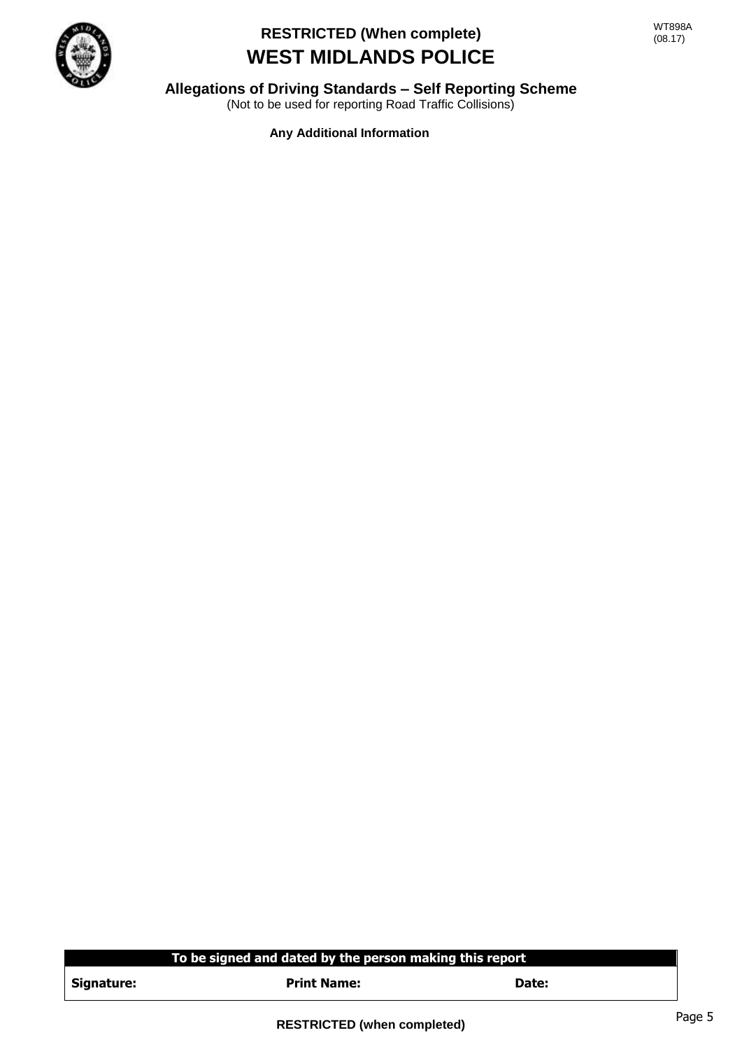**RESTRICTED (When complete)**

# WEST MIDLANDS POLICE

WT898A
(08.17)

## Allegations of Driving Standards – Self Reporting Scheme

(Not to be used for reporting Road Traffic Collisions)

**Any Additional Information**

| To be signed and dated by the person making this report | | |
|---|---|---|
| **Signature:** | **Print Name:** | **Date:** |

**RESTRICTED (when completed)**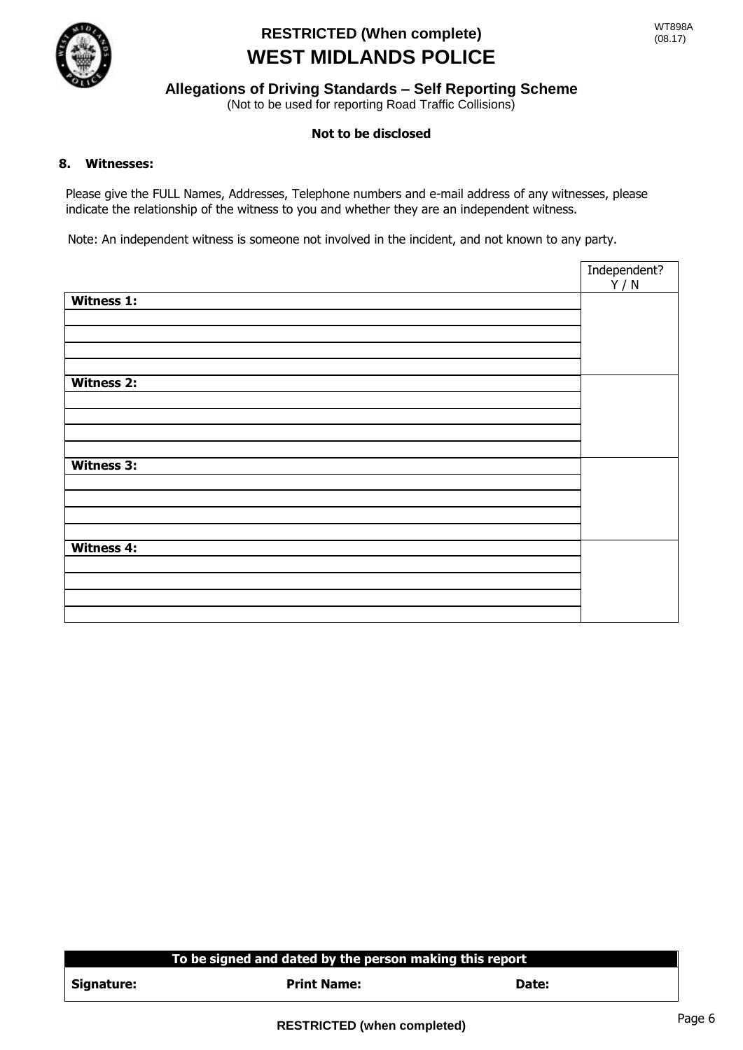RESTRICTED (When complete)

# WEST MIDLANDS POLICE

WT898A
(08.17)

## Allegations of Driving Standards – Self Reporting Scheme

(Not to be used for reporting Road Traffic Collisions)

**Not to be disclosed**

**8. Witnesses:**

Please give the FULL Names, Addresses, Telephone numbers and e-mail address of any witnesses, please indicate the relationship of the witness to you and whether they are an independent witness.

Note: An independent witness is someone not involved in the incident, and not known to any party.

| | Independent? Y / N |
|---|---|
| **Witness 1:** | |
| | |
| | |
| | |
| | |
| **Witness 2:** | |
| | |
| | |
| | |
| | |
| **Witness 3:** | |
| | |
| | |
| | |
| | |
| **Witness 4:** | |
| | |
| | |
| | |
| | |

| **To be signed and dated by the person making this report** | | |
|---|---|---|
| **Signature:** | **Print Name:** | **Date:** |

RESTRICTED (when completed)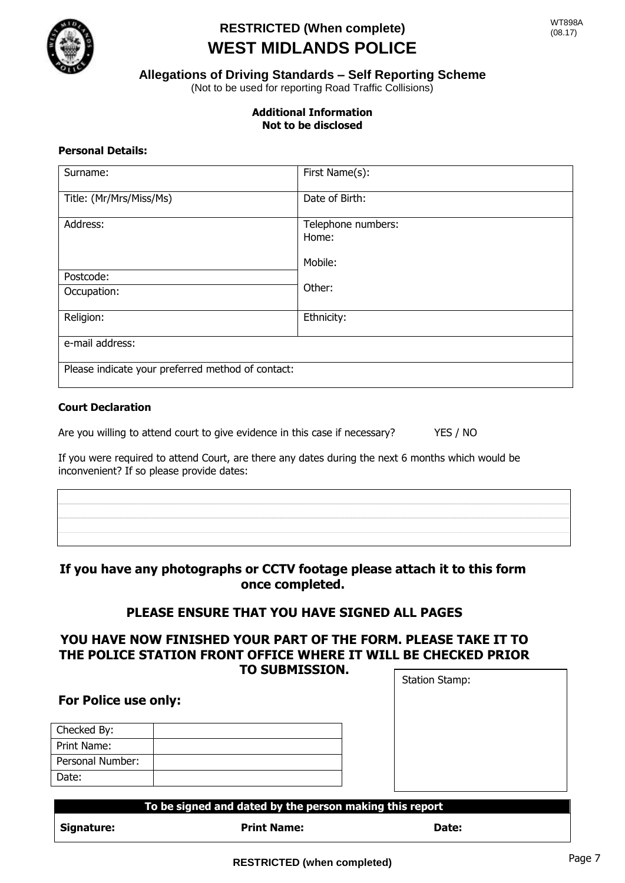RESTRICTED (When complete)

WT898A (08.17)

# WEST MIDLANDS POLICE

## Allegations of Driving Standards – Self Reporting Scheme

(Not to be used for reporting Road Traffic Collisions)

**Additional Information**
**Not to be disclosed**

**Personal Details:**

| | |
|---|---|
| Surname: | First Name(s): |
| Title: (Mr/Mrs/Miss/Ms) | Date of Birth: |
| Address: | Telephone numbers:<br>Home:<br><br>Mobile:<br><br>Other: |
| Postcode: | |
| Occupation: | |
| Religion: | Ethnicity: |
| e-mail address: | |
| Please indicate your preferred method of contact: | |

**Court Declaration**

Are you willing to attend court to give evidence in this case if necessary? YES / NO

If you were required to attend Court, are there any dates during the next 6 months which would be inconvenient? If so please provide dates:

| |
|---|
| |
| |
| |
| |

**If you have any photographs or CCTV footage please attach it to this form once completed.**

**PLEASE ENSURE THAT YOU HAVE SIGNED ALL PAGES**

**YOU HAVE NOW FINISHED YOUR PART OF THE FORM. PLEASE TAKE IT TO THE POLICE STATION FRONT OFFICE WHERE IT WILL BE CHECKED PRIOR TO SUBMISSION.**

Station Stamp:

**For Police use only:**

| | |
|---|---|
| Checked By: | |
| Print Name: | |
| Personal Number: | |
| Date: | |

| To be signed and dated by the person making this report | | |
|---|---|---|
| **Signature:** | **Print Name:** | **Date:** |

RESTRICTED (when completed)